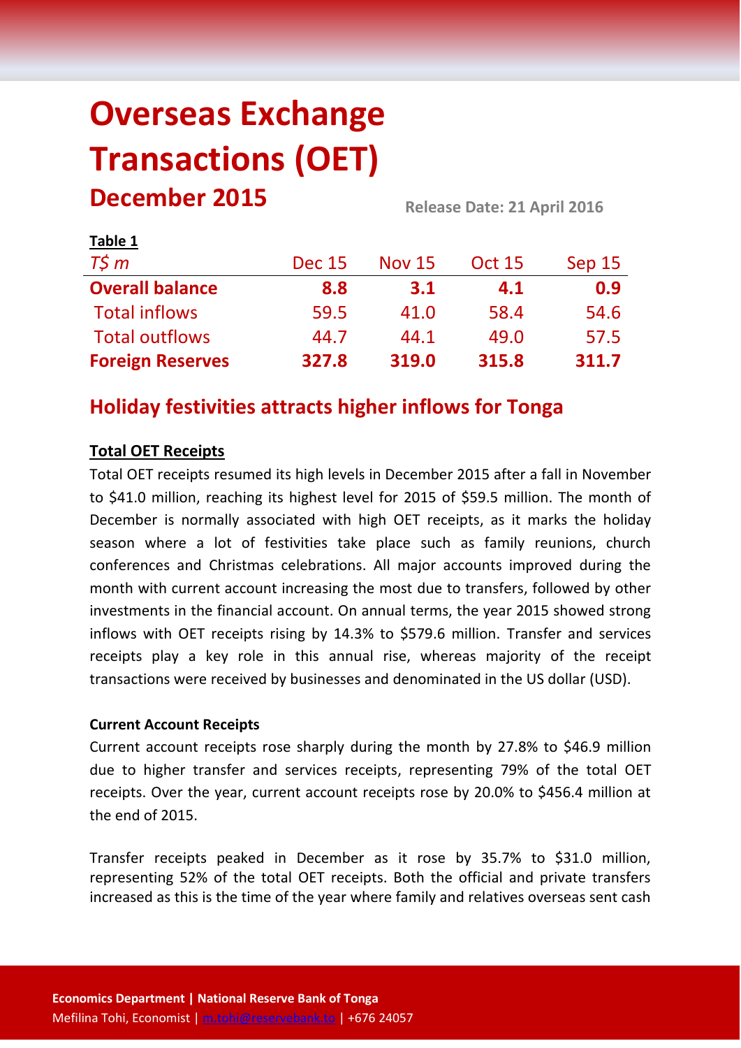# Overseas Exchange Transactions (OET)

## December 2015

Release Date: 21 April 2016

**Table 1**

| *T$ m* | Dec 15 | Nov 15 | Oct 15 | Sep 15 |
|---|---|---|---|---|
| **Overall balance** | **8.8** | **3.1** | **4.1** | **0.9** |
| Total inflows | 59.5 | 41.0 | 58.4 | 54.6 |
| Total outflows | 44.7 | 44.1 | 49.0 | 57.5 |
| **Foreign Reserves** | **327.8** | **319.0** | **315.8** | **311.7** |

## Holiday festivities attracts higher inflows for Tonga

**Total OET Receipts**

Total OET receipts resumed its high levels in December 2015 after a fall in November to $41.0 million, reaching its highest level for 2015 of $59.5 million. The month of December is normally associated with high OET receipts, as it marks the holiday season where a lot of festivities take place such as family reunions, church conferences and Christmas celebrations. All major accounts improved during the month with current account increasing the most due to transfers, followed by other investments in the financial account. On annual terms, the year 2015 showed strong inflows with OET receipts rising by 14.3% to $579.6 million. Transfer and services receipts play a key role in this annual rise, whereas majority of the receipt transactions were received by businesses and denominated in the US dollar (USD).

**Current Account Receipts**

Current account receipts rose sharply during the month by 27.8% to $46.9 million due to higher transfer and services receipts, representing 79% of the total OET receipts. Over the year, current account receipts rose by 20.0% to $456.4 million at the end of 2015.

Transfer receipts peaked in December as it rose by 35.7% to $31.0 million, representing 52% of the total OET receipts. Both the official and private transfers increased as this is the time of the year where family and relatives overseas sent cash

**Economics Department | National Reserve Bank of Tonga**
Mefilina Tohi, Economist | m.tohi@reservebank.to | +676 24057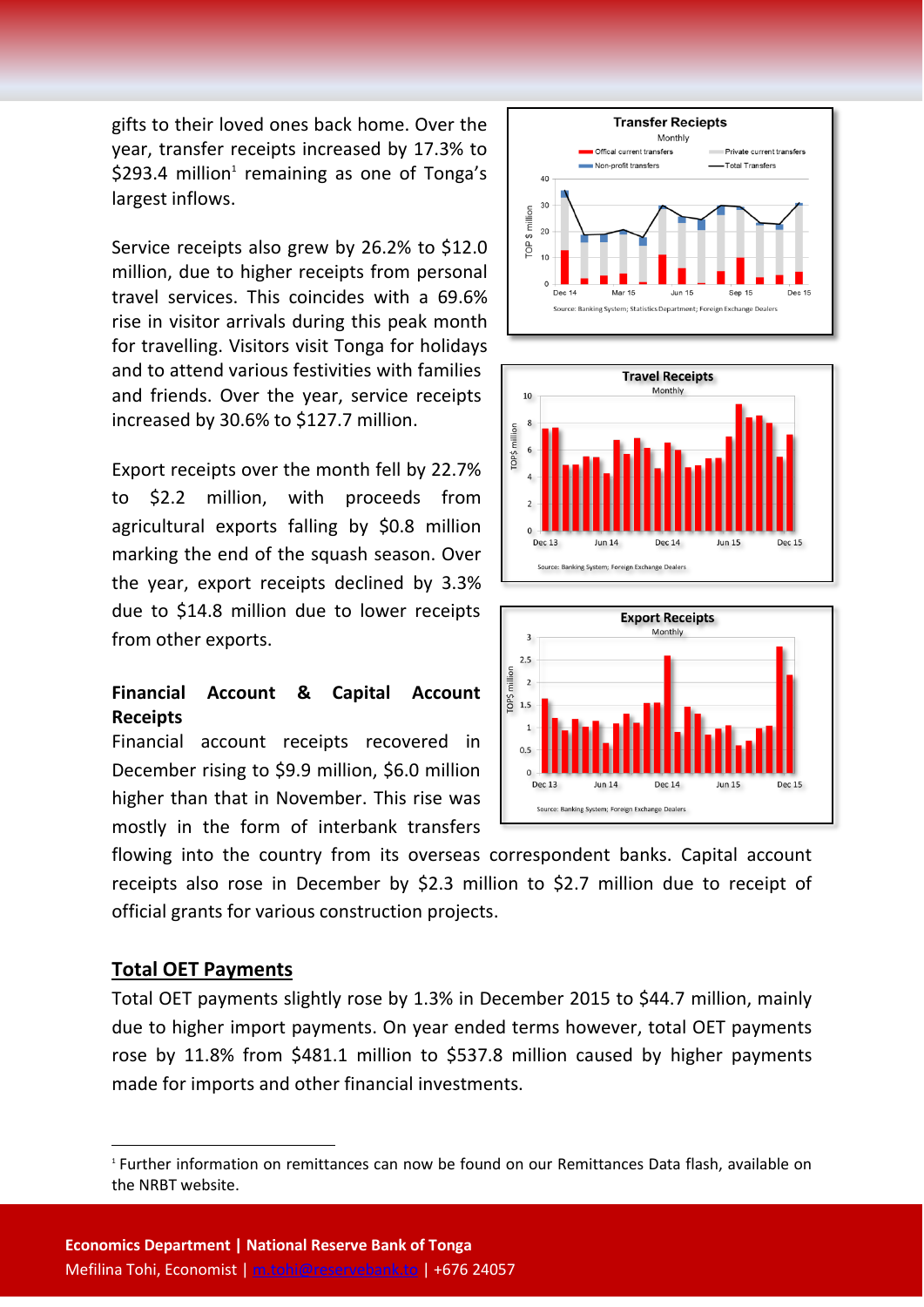gifts to their loved ones back home. Over the year, transfer receipts increased by 17.3% to $293.4 million[1] remaining as one of Tonga's largest inflows.

Service receipts also grew by 26.2% to $12.0 million, due to higher receipts from personal travel services. This coincides with a 69.6% rise in visitor arrivals during this peak month for travelling. Visitors visit Tonga for holidays and to attend various festivities with families and friends. Over the year, service receipts increased by 30.6% to $127.7 million.

Export receipts over the month fell by 22.7% to $2.2 million, with proceeds from agricultural exports falling by $0.8 million marking the end of the squash season. Over the year, export receipts declined by 3.3% due to $14.8 million due to lower receipts from other exports.

**Financial Account & Capital Account Receipts**

Financial account receipts recovered in December rising to $9.9 million, $6.0 million higher than that in November. This rise was mostly in the form of interbank transfers flowing into the country from its overseas correspondent banks. Capital account receipts also rose in December by $2.3 million to $2.7 million due to receipt of official grants for various construction projects.

## Total OET Payments

Total OET payments slightly rose by 1.3% in December 2015 to $44.7 million, mainly due to higher import payments. On year ended terms however, total OET payments rose by 11.8% from $481.1 million to $537.8 million caused by higher payments made for imports and other financial investments.

---

[1] Further information on remittances can now be found on our Remittances Data flash, available on the NRBT website.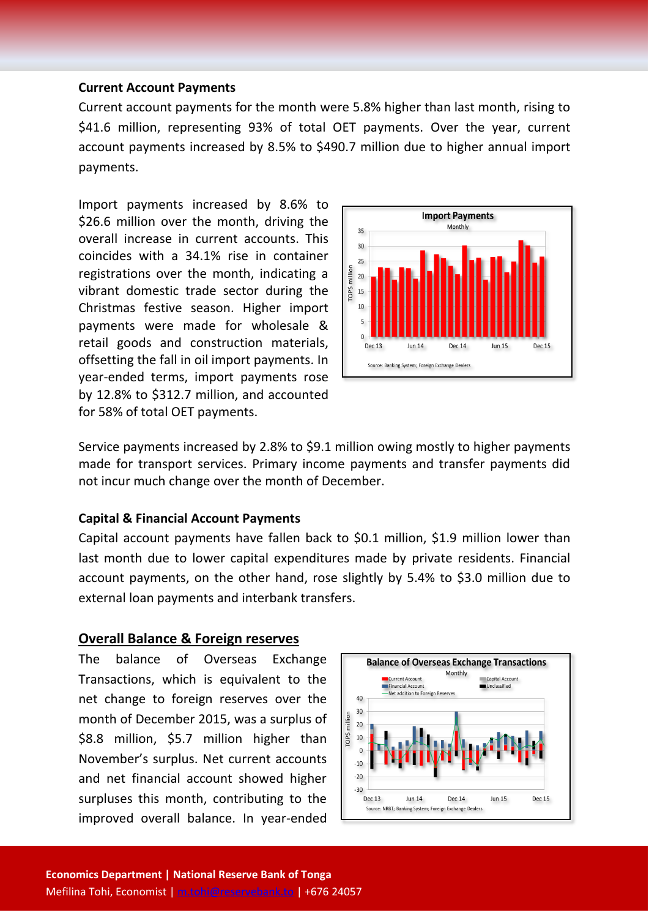**Current Account Payments**

Current account payments for the month were 5.8% higher than last month, rising to $41.6 million, representing 93% of total OET payments. Over the year, current account payments increased by 8.5% to $490.7 million due to higher annual import payments.

Import payments increased by 8.6% to $26.6 million over the month, driving the overall increase in current accounts. This coincides with a 34.1% rise in container registrations over the month, indicating a vibrant domestic trade sector during the Christmas festive season. Higher import payments were made for wholesale & retail goods and construction materials, offsetting the fall in oil import payments. In year-ended terms, import payments rose by 12.8% to $312.7 million, and accounted for 58% of total OET payments.

Service payments increased by 2.8% to $9.1 million owing mostly to higher payments made for transport services. Primary income payments and transfer payments did not incur much change over the month of December.

**Capital & Financial Account Payments**

Capital account payments have fallen back to $0.1 million, $1.9 million lower than last month due to lower capital expenditures made by private residents. Financial account payments, on the other hand, rose slightly by 5.4% to $3.0 million due to external loan payments and interbank transfers.

## Overall Balance & Foreign reserves

The balance of Overseas Exchange Transactions, which is equivalent to the net change to foreign reserves over the month of December 2015, was a surplus of $8.8 million, $5.7 million higher than November's surplus. Net current accounts and net financial account showed higher surpluses this month, contributing to the improved overall balance. In year-ended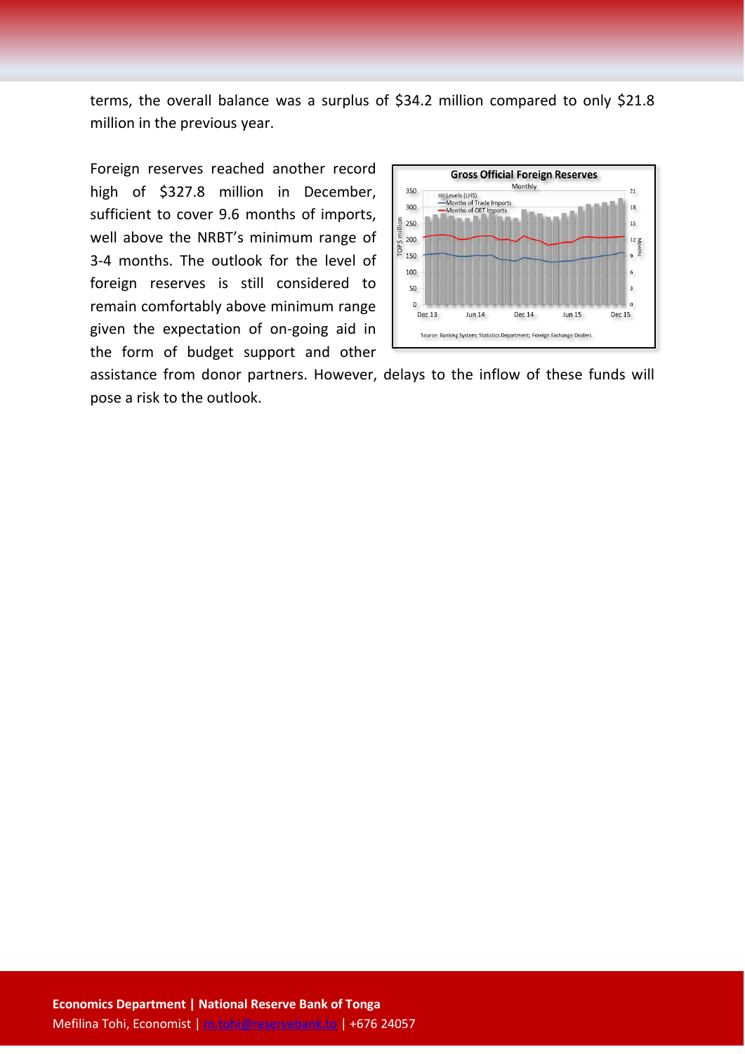terms, the overall balance was a surplus of $34.2 million compared to only $21.8 million in the previous year.

Foreign reserves reached another record high of $327.8 million in December, sufficient to cover 9.6 months of imports, well above the NRBT's minimum range of 3-4 months. The outlook for the level of foreign reserves is still considered to remain comfortably above minimum range given the expectation of on-going aid in the form of budget support and other assistance from donor partners. However, delays to the inflow of these funds will pose a risk to the outlook.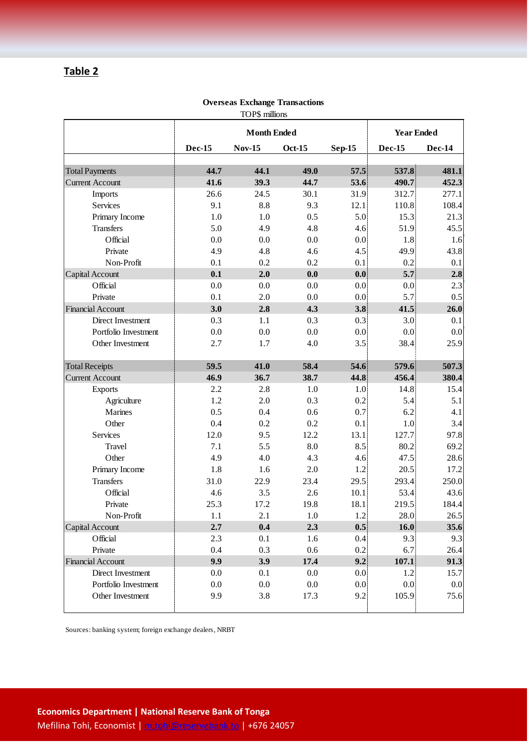## Table 2

**Overseas Exchange Transactions**
TOP$ millions

| | Month Ended | | | | Year Ended | |
|---|---|---|---|---|---|---|
| | **Dec-15** | **Nov-15** | **Oct-15** | **Sep-15** | **Dec-15** | **Dec-14** |
| Total Payments | **44.7** | **44.1** | **49.0** | **57.5** | **537.8** | **481.1** |
| Current Account | **41.6** | **39.3** | **44.7** | **53.6** | **490.7** | **452.3** |
| Imports | 26.6 | 24.5 | 30.1 | 31.9 | 312.7 | 277.1 |
| Services | 9.1 | 8.8 | 9.3 | 12.1 | 110.8 | 108.4 |
| Primary Income | 1.0 | 1.0 | 0.5 | 5.0 | 15.3 | 21.3 |
| Transfers | 5.0 | 4.9 | 4.8 | 4.6 | 51.9 | 45.5 |
| Official | 0.0 | 0.0 | 0.0 | 0.0 | 1.8 | 1.6 |
| Private | 4.9 | 4.8 | 4.6 | 4.5 | 49.9 | 43.8 |
| Non-Profit | 0.1 | 0.2 | 0.2 | 0.1 | 0.2 | 0.1 |
| Capital Account | **0.1** | **2.0** | **0.0** | **0.0** | **5.7** | **2.8** |
| Official | 0.0 | 0.0 | 0.0 | 0.0 | 0.0 | 2.3 |
| Private | 0.1 | 2.0 | 0.0 | 0.0 | 5.7 | 0.5 |
| Financial Account | **3.0** | **2.8** | **4.3** | **3.8** | **41.5** | **26.0** |
| Direct Investment | 0.3 | 1.1 | 0.3 | 0.3 | 3.0 | 0.1 |
| Portfolio Investment | 0.0 | 0.0 | 0.0 | 0.0 | 0.0 | 0.0 |
| Other Investment | 2.7 | 1.7 | 4.0 | 3.5 | 38.4 | 25.9 |
| Total Receipts | **59.5** | **41.0** | **58.4** | **54.6** | **579.6** | **507.3** |
| Current Account | **46.9** | **36.7** | **38.7** | **44.8** | **456.4** | **380.4** |
| Exports | 2.2 | 2.8 | 1.0 | 1.0 | 14.8 | 15.4 |
| Agriculture | 1.2 | 2.0 | 0.3 | 0.2 | 5.4 | 5.1 |
| Marines | 0.5 | 0.4 | 0.6 | 0.7 | 6.2 | 4.1 |
| Other | 0.4 | 0.2 | 0.2 | 0.1 | 1.0 | 3.4 |
| Services | 12.0 | 9.5 | 12.2 | 13.1 | 127.7 | 97.8 |
| Travel | 7.1 | 5.5 | 8.0 | 8.5 | 80.2 | 69.2 |
| Other | 4.9 | 4.0 | 4.3 | 4.6 | 47.5 | 28.6 |
| Primary Income | 1.8 | 1.6 | 2.0 | 1.2 | 20.5 | 17.2 |
| Transfers | 31.0 | 22.9 | 23.4 | 29.5 | 293.4 | 250.0 |
| Official | 4.6 | 3.5 | 2.6 | 10.1 | 53.4 | 43.6 |
| Private | 25.3 | 17.2 | 19.8 | 18.1 | 219.5 | 184.4 |
| Non-Profit | 1.1 | 2.1 | 1.0 | 1.2 | 28.0 | 26.5 |
| Capital Account | **2.7** | **0.4** | **2.3** | **0.5** | **16.0** | **35.6** |
| Official | 2.3 | 0.1 | 1.6 | 0.4 | 9.3 | 9.3 |
| Private | 0.4 | 0.3 | 0.6 | 0.2 | 6.7 | 26.4 |
| Financial Account | **9.9** | **3.9** | **17.4** | **9.2** | **107.1** | **91.3** |
| Direct Investment | 0.0 | 0.1 | 0.0 | 0.0 | 1.2 | 15.7 |
| Portfolio Investment | 0.0 | 0.0 | 0.0 | 0.0 | 0.0 | 0.0 |
| Other Investment | 9.9 | 3.8 | 17.3 | 9.2 | 105.9 | 75.6 |

Sources: banking system; foreign exchange dealers, NRBT

**Economics Department | National Reserve Bank of Tonga**
Mefilina Tohi, Economist | m.tohi@reservebank.to | +676 24057